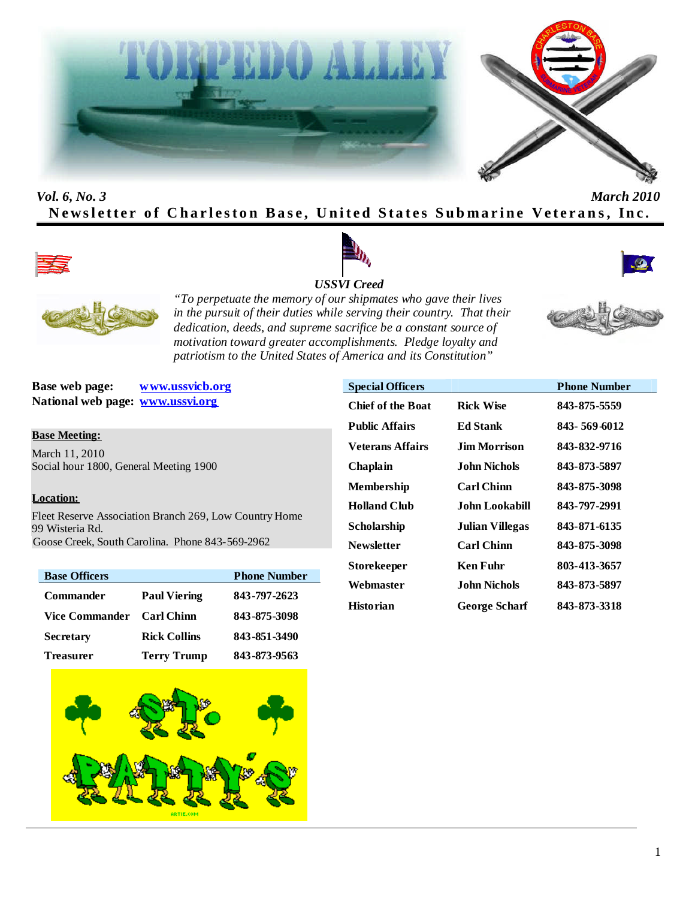# TORPEDO ALLEY

*Vol. 6, No. 3* *March 2010*

**Newsletter of Charleston Base, United States Submarine Veterans, Inc.**

***USSVI Creed***

*"To perpetuate the memory of our shipmates who gave their lives in the pursuit of their duties while serving their country. That their dedication, deeds, and supreme sacrifice be a constant source of motivation toward greater accomplishments. Pledge loyalty and patriotism to the United States of America and its Constitution"*

**Base web page:** www.ussvicb.org
**National web page:** www.ussvi.org

**Base Meeting:**

March 11, 2010
Social hour 1800, General Meeting 1900

**Location:**

Fleet Reserve Association Branch 269, Low Country Home
99 Wisteria Rd.
Goose Creek, South Carolina. Phone 843-569-2962

| Base Officers | | Phone Number |
|---|---|---|
| Commander | Paul Viering | 843-797-2623 |
| Vice Commander | Carl Chinn | 843-875-3098 |
| Secretary | Rick Collins | 843-851-3490 |
| Treasurer | Terry Trump | 843-873-9563 |

| Special Officers | | Phone Number |
|---|---|---|
| Chief of the Boat | Rick Wise | 843-875-5559 |
| Public Affairs | Ed Stank | 843- 569-6012 |
| Veterans Affairs | Jim Morrison | 843-832-9716 |
| Chaplain | John Nichols | 843-873-5897 |
| Membership | Carl Chinn | 843-875-3098 |
| Holland Club | John Lookabill | 843-797-2991 |
| Scholarship | Julian Villegas | 843-871-6135 |
| Newsletter | Carl Chinn | 843-875-3098 |
| Storekeeper | Ken Fuhr | 803-413-3657 |
| Webmaster | John Nichols | 843-873-5897 |
| Historian | George Scharf | 843-873-3318 |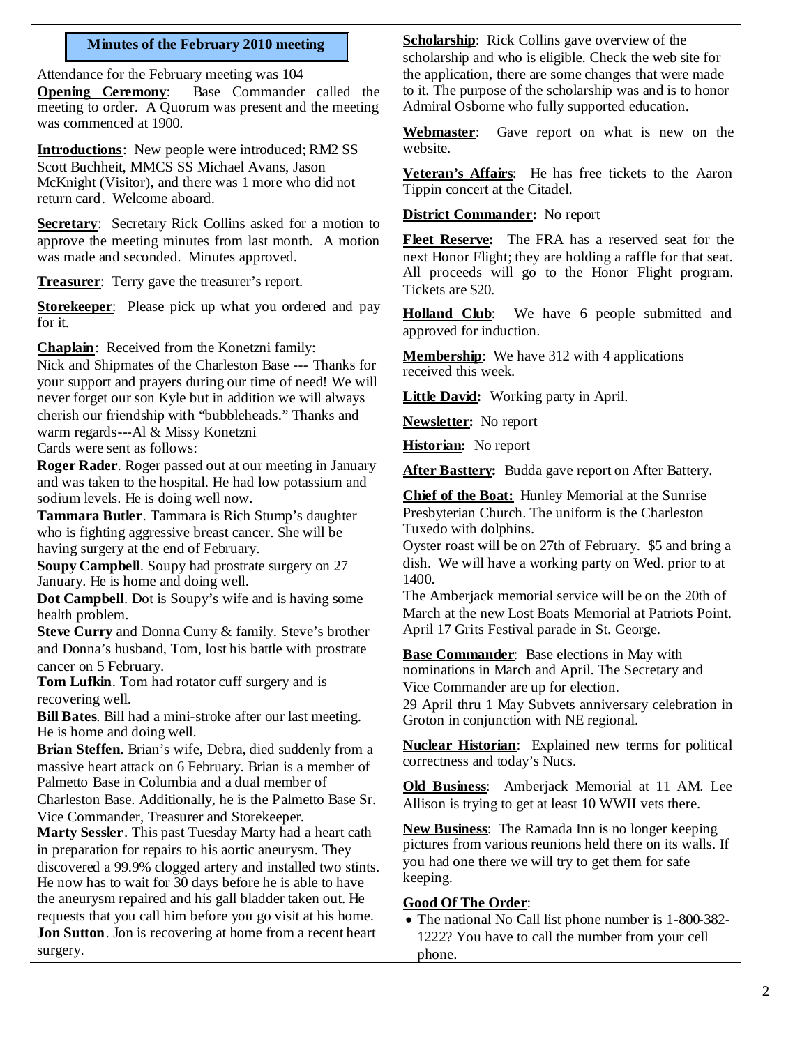## Minutes of the February 2010 meeting

Attendance for the February meeting was 104

**Opening Ceremony**: Base Commander called the meeting to order. A Quorum was present and the meeting was commenced at 1900.

**Introductions**: New people were introduced; RM2 SS Scott Buchheit, MMCS SS Michael Avans, Jason McKnight (Visitor), and there was 1 more who did not return card. Welcome aboard.

**Secretary**: Secretary Rick Collins asked for a motion to approve the meeting minutes from last month. A motion was made and seconded. Minutes approved.

**Treasurer**: Terry gave the treasurer's report.

**Storekeeper**: Please pick up what you ordered and pay for it.

**Chaplain**: Received from the Konetzni family:
Nick and Shipmates of the Charleston Base --- Thanks for your support and prayers during our time of need! We will never forget our son Kyle but in addition we will always cherish our friendship with "bubbleheads." Thanks and warm regards---Al & Missy Konetzni
Cards were sent as follows:

**Roger Rader**. Roger passed out at our meeting in January and was taken to the hospital. He had low potassium and sodium levels. He is doing well now.
**Tammara Butler**. Tammara is Rich Stump's daughter who is fighting aggressive breast cancer. She will be having surgery at the end of February.
**Soupy Campbell**. Soupy had prostrate surgery on 27 January. He is home and doing well.
**Dot Campbell**. Dot is Soupy's wife and is having some health problem.
**Steve Curry** and Donna Curry & family. Steve's brother and Donna's husband, Tom, lost his battle with prostrate cancer on 5 February.
**Tom Lufkin**. Tom had rotator cuff surgery and is recovering well.
**Bill Bates**. Bill had a mini-stroke after our last meeting. He is home and doing well.
**Brian Steffen**. Brian's wife, Debra, died suddenly from a massive heart attack on 6 February. Brian is a member of Palmetto Base in Columbia and a dual member of Charleston Base. Additionally, he is the Palmetto Base Sr. Vice Commander, Treasurer and Storekeeper.
**Marty Sessler**. This past Tuesday Marty had a heart cath in preparation for repairs to his aortic aneurysm. They discovered a 99.9% clogged artery and installed two stints. He now has to wait for 30 days before he is able to have the aneurysm repaired and his gall bladder taken out. He requests that you call him before you go visit at his home.
**Jon Sutton**. Jon is recovering at home from a recent heart surgery.

**Scholarship**: Rick Collins gave overview of the scholarship and who is eligible. Check the web site for the application, there are some changes that were made to it. The purpose of the scholarship was and is to honor Admiral Osborne who fully supported education.

**Webmaster**: Gave report on what is new on the website.

**Veteran's Affairs**: He has free tickets to the Aaron Tippin concert at the Citadel.

**District Commander:** No report

**Fleet Reserve:** The FRA has a reserved seat for the next Honor Flight; they are holding a raffle for that seat. All proceeds will go to the Honor Flight program. Tickets are $20.

**Holland Club**: We have 6 people submitted and approved for induction.

**Membership**: We have 312 with 4 applications received this week.

**Little David:** Working party in April.

**Newsletter:** No report

**Historian:** No report

**After Basttery:** Budda gave report on After Battery.

**Chief of the Boat:** Hunley Memorial at the Sunrise Presbyterian Church. The uniform is the Charleston Tuxedo with dolphins.
Oyster roast will be on 27th of February. $5 and bring a dish. We will have a working party on Wed. prior to at 1400.
The Amberjack memorial service will be on the 20th of March at the new Lost Boats Memorial at Patriots Point.
April 17 Grits Festival parade in St. George.

**Base Commander**: Base elections in May with nominations in March and April. The Secretary and Vice Commander are up for election.
29 April thru 1 May Subvets anniversary celebration in Groton in conjunction with NE regional.

**Nuclear Historian**: Explained new terms for political correctness and today's Nucs.

**Old Business**: Amberjack Memorial at 11 AM. Lee Allison is trying to get at least 10 WWII vets there.

**New Business**: The Ramada Inn is no longer keeping pictures from various reunions held there on its walls. If you had one there we will try to get them for safe keeping.

**Good Of The Order**:

- The national No Call list phone number is 1-800-382-1222? You have to call the number from your cell phone.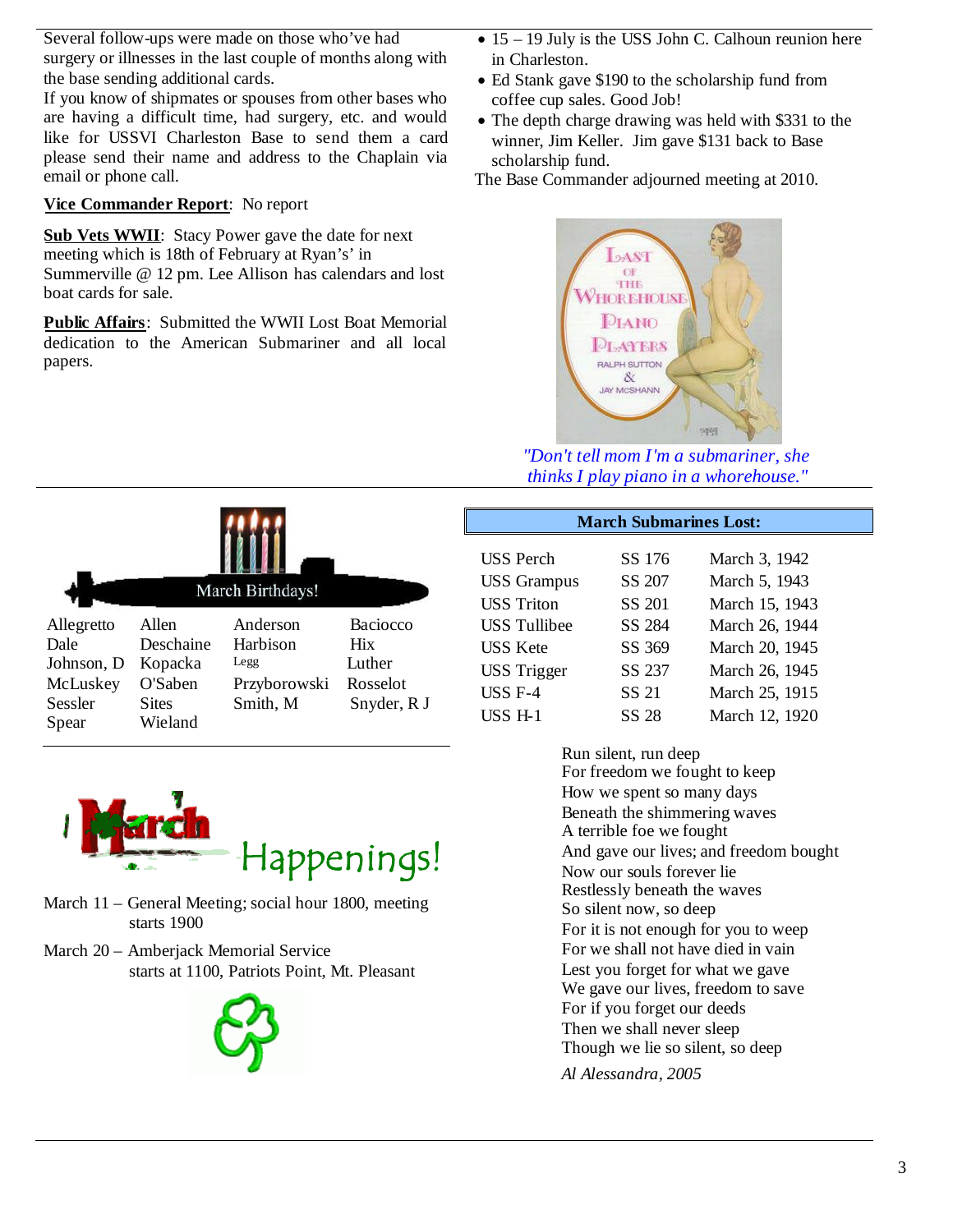Several follow-ups were made on those who've had surgery or illnesses in the last couple of months along with the base sending additional cards.

If you know of shipmates or spouses from other bases who are having a difficult time, had surgery, etc. and would like for USSVI Charleston Base to send them a card please send their name and address to the Chaplain via email or phone call.

**Vice Commander Report**: No report

**Sub Vets WWII**: Stacy Power gave the date for next meeting which is 18th of February at Ryan's' in Summerville @ 12 pm. Lee Allison has calendars and lost boat cards for sale.

**Public Affairs**: Submitted the WWII Lost Boat Memorial dedication to the American Submariner and all local papers.

- 15 – 19 July is the USS John C. Calhoun reunion here in Charleston.
- Ed Stank gave $190 to the scholarship fund from coffee cup sales. Good Job!
- The depth charge drawing was held with $331 to the winner, Jim Keller. Jim gave $131 back to Base scholarship fund.

The Base Commander adjourned meeting at 2010.

*"Don't tell mom I'm a submariner, she thinks I play piano in a whorehouse."*

## March Birthdays!

| | | | |
|---|---|---|---|
| Allegretto | Allen | Anderson | Baciocco |
| Dale | Deschaine | Harbison | Hix |
| Johnson, D | Kopacka | Legg | Luther |
| McLuskey | O'Saben | Przyborowski | Rosselot |
| Sessler | Sites | Smith, M | Snyder, R J |
| Spear | Wieland | | |

## March Happenings!

March 11 – General Meeting; social hour 1800, meeting starts 1900

March 20 – Amberjack Memorial Service starts at 1100, Patriots Point, Mt. Pleasant

## March Submarines Lost:

| | | |
|---|---|---|
| USS Perch | SS 176 | March 3, 1942 |
| USS Grampus | SS 207 | March 5, 1943 |
| USS Triton | SS 201 | March 15, 1943 |
| USS Tullibee | SS 284 | March 26, 1944 |
| USS Kete | SS 369 | March 20, 1945 |
| USS Trigger | SS 237 | March 26, 1945 |
| USS F-4 | SS 21 | March 25, 1915 |
| USS H-1 | SS 28 | March 12, 1920 |

Run silent, run deep
For freedom we fought to keep
How we spent so many days
Beneath the shimmering waves
A terrible foe we fought
And gave our lives; and freedom bought
Now our souls forever lie
Restlessly beneath the waves
So silent now, so deep
For it is not enough for you to weep
For we shall not have died in vain
Lest you forget for what we gave
We gave our lives, freedom to save
For if you forget our deeds
Then we shall never sleep
Though we lie so silent, so deep

*Al Alessandra, 2005*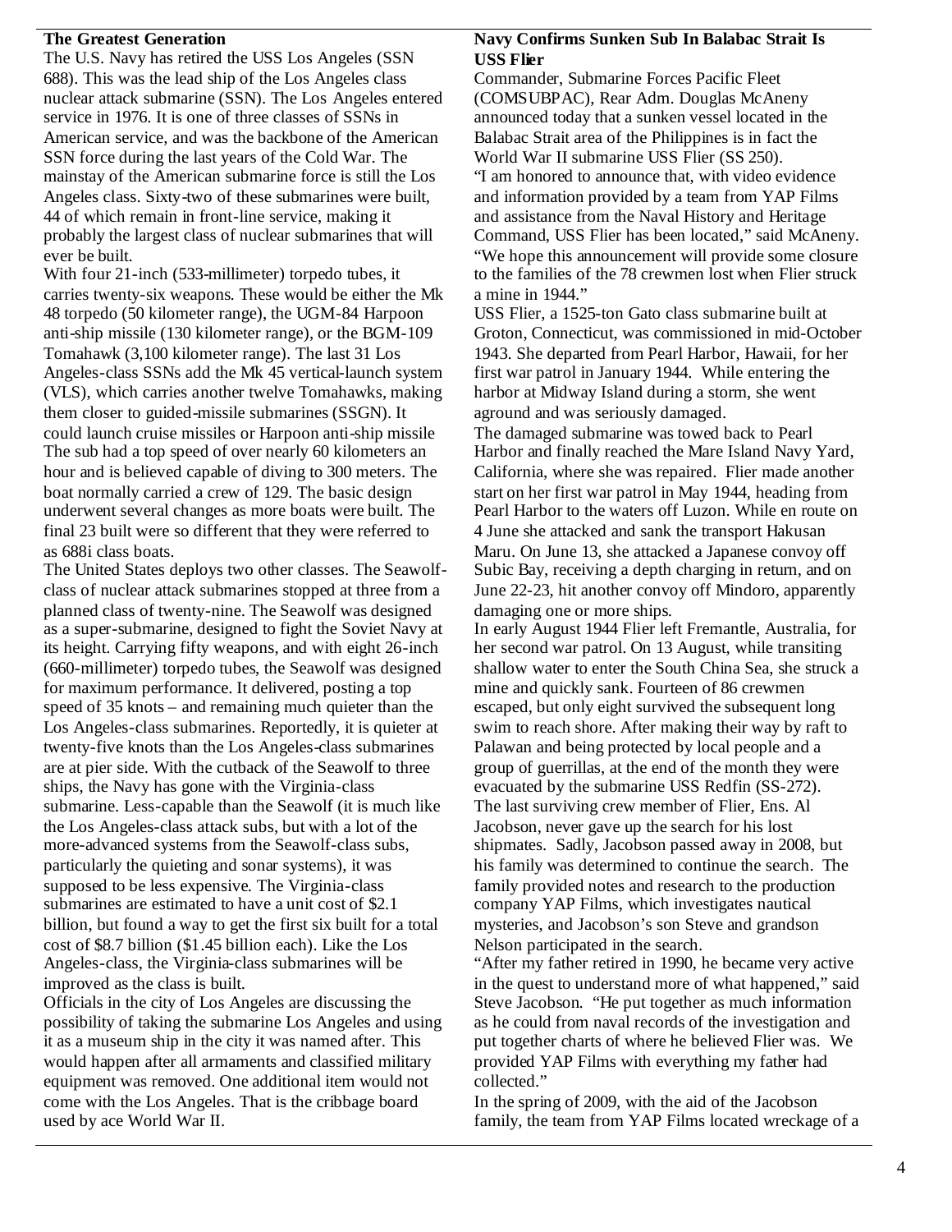### The Greatest Generation

The U.S. Navy has retired the USS Los Angeles (SSN 688). This was the lead ship of the Los Angeles class nuclear attack submarine (SSN). The Los Angeles entered service in 1976. It is one of three classes of SSNs in American service, and was the backbone of the American SSN force during the last years of the Cold War. The mainstay of the American submarine force is still the Los Angeles class. Sixty-two of these submarines were built, 44 of which remain in front-line service, making it probably the largest class of nuclear submarines that will ever be built.

With four 21-inch (533-millimeter) torpedo tubes, it carries twenty-six weapons. These would be either the Mk 48 torpedo (50 kilometer range), the UGM-84 Harpoon anti-ship missile (130 kilometer range), or the BGM-109 Tomahawk (3,100 kilometer range). The last 31 Los Angeles-class SSNs add the Mk 45 vertical-launch system (VLS), which carries another twelve Tomahawks, making them closer to guided-missile submarines (SSGN). It could launch cruise missiles or Harpoon anti-ship missile The sub had a top speed of over nearly 60 kilometers an hour and is believed capable of diving to 300 meters. The boat normally carried a crew of 129. The basic design underwent several changes as more boats were built. The final 23 built were so different that they were referred to as 688i class boats.

The United States deploys two other classes. The Seawolf-class of nuclear attack submarines stopped at three from a planned class of twenty-nine. The Seawolf was designed as a super-submarine, designed to fight the Soviet Navy at its height. Carrying fifty weapons, and with eight 26-inch (660-millimeter) torpedo tubes, the Seawolf was designed for maximum performance. It delivered, posting a top speed of 35 knots – and remaining much quieter than the Los Angeles-class submarines. Reportedly, it is quieter at twenty-five knots than the Los Angeles-class submarines are at pier side. With the cutback of the Seawolf to three ships, the Navy has gone with the Virginia-class submarine. Less-capable than the Seawolf (it is much like the Los Angeles-class attack subs, but with a lot of the more-advanced systems from the Seawolf-class subs, particularly the quieting and sonar systems), it was supposed to be less expensive. The Virginia-class submarines are estimated to have a unit cost of $2.1 billion, but found a way to get the first six built for a total cost of $8.7 billion ($1.45 billion each). Like the Los Angeles-class, the Virginia-class submarines will be improved as the class is built.

Officials in the city of Los Angeles are discussing the possibility of taking the submarine Los Angeles and using it as a museum ship in the city it was named after. This would happen after all armaments and classified military equipment was removed. One additional item would not come with the Los Angeles. That is the cribbage board used by ace World War II.

### Navy Confirms Sunken Sub In Balabac Strait Is USS Flier

Commander, Submarine Forces Pacific Fleet (COMSUBPAC), Rear Adm. Douglas McAneny announced today that a sunken vessel located in the Balabac Strait area of the Philippines is in fact the World War II submarine USS Flier (SS 250).

"I am honored to announce that, with video evidence and information provided by a team from YAP Films and assistance from the Naval History and Heritage Command, USS Flier has been located," said McAneny. "We hope this announcement will provide some closure to the families of the 78 crewmen lost when Flier struck a mine in 1944."

USS Flier, a 1525-ton Gato class submarine built at Groton, Connecticut, was commissioned in mid-October 1943. She departed from Pearl Harbor, Hawaii, for her first war patrol in January 1944. While entering the harbor at Midway Island during a storm, she went aground and was seriously damaged.

The damaged submarine was towed back to Pearl Harbor and finally reached the Mare Island Navy Yard, California, where she was repaired. Flier made another start on her first war patrol in May 1944, heading from Pearl Harbor to the waters off Luzon. While en route on 4 June she attacked and sank the transport Hakusan Maru. On June 13, she attacked a Japanese convoy off Subic Bay, receiving a depth charging in return, and on June 22-23, hit another convoy off Mindoro, apparently damaging one or more ships.

In early August 1944 Flier left Fremantle, Australia, for her second war patrol. On 13 August, while transiting shallow water to enter the South China Sea, she struck a mine and quickly sank. Fourteen of 86 crewmen escaped, but only eight survived the subsequent long swim to reach shore. After making their way by raft to Palawan and being protected by local people and a group of guerrillas, at the end of the month they were evacuated by the submarine USS Redfin (SS-272).

The last surviving crew member of Flier, Ens. Al Jacobson, never gave up the search for his lost shipmates. Sadly, Jacobson passed away in 2008, but his family was determined to continue the search. The family provided notes and research to the production company YAP Films, which investigates nautical mysteries, and Jacobson's son Steve and grandson Nelson participated in the search.

"After my father retired in 1990, he became very active in the quest to understand more of what happened," said Steve Jacobson. "He put together as much information as he could from naval records of the investigation and put together charts of where he believed Flier was. We provided YAP Films with everything my father had collected."

In the spring of 2009, with the aid of the Jacobson family, the team from YAP Films located wreckage of a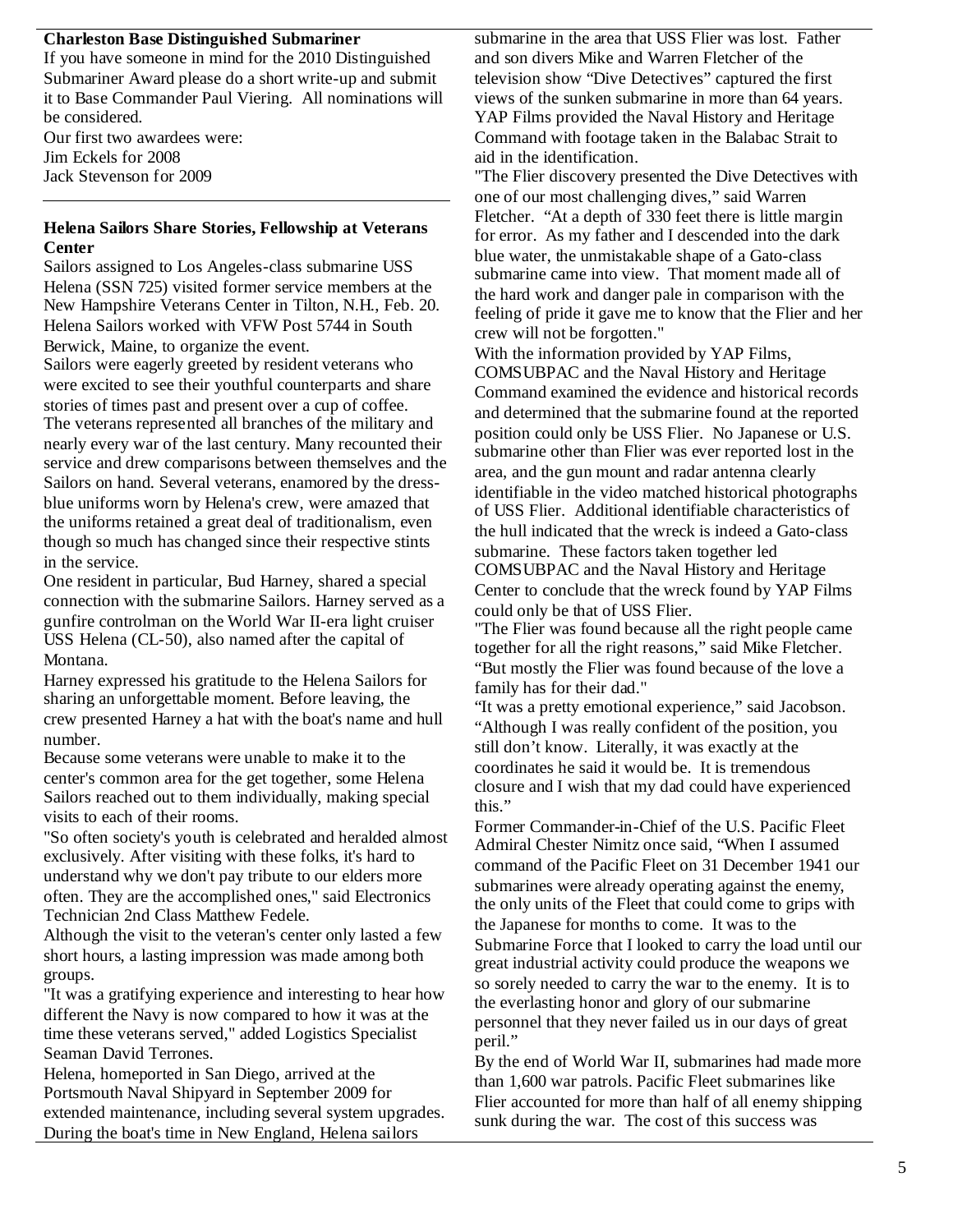**Charleston Base Distinguished Submariner**

If you have someone in mind for the 2010 Distinguished Submariner Award please do a short write-up and submit it to Base Commander Paul Viering. All nominations will be considered.

Our first two awardees were:
Jim Eckels for 2008
Jack Stevenson for 2009

---

**Helena Sailors Share Stories, Fellowship at Veterans Center**

Sailors assigned to Los Angeles-class submarine USS Helena (SSN 725) visited former service members at the New Hampshire Veterans Center in Tilton, N.H., Feb. 20. Helena Sailors worked with VFW Post 5744 in South Berwick, Maine, to organize the event.

Sailors were eagerly greeted by resident veterans who were excited to see their youthful counterparts and share stories of times past and present over a cup of coffee.

The veterans represented all branches of the military and nearly every war of the last century. Many recounted their service and drew comparisons between themselves and the Sailors on hand. Several veterans, enamored by the dress-blue uniforms worn by Helena's crew, were amazed that the uniforms retained a great deal of traditionalism, even though so much has changed since their respective stints in the service.

One resident in particular, Bud Harney, shared a special connection with the submarine Sailors. Harney served as a gunfire controlman on the World War II-era light cruiser USS Helena (CL-50), also named after the capital of Montana.

Harney expressed his gratitude to the Helena Sailors for sharing an unforgettable moment. Before leaving, the crew presented Harney a hat with the boat's name and hull number.

Because some veterans were unable to make it to the center's common area for the get together, some Helena Sailors reached out to them individually, making special visits to each of their rooms.

"So often society's youth is celebrated and heralded almost exclusively. After visiting with these folks, it's hard to understand why we don't pay tribute to our elders more often. They are the accomplished ones," said Electronics Technician 2nd Class Matthew Fedele.

Although the visit to the veteran's center only lasted a few short hours, a lasting impression was made among both groups.

"It was a gratifying experience and interesting to hear how different the Navy is now compared to how it was at the time these veterans served," added Logistics Specialist Seaman David Terrones.

Helena, homeported in San Diego, arrived at the Portsmouth Naval Shipyard in September 2009 for extended maintenance, including several system upgrades. During the boat's time in New England, Helena sailors

submarine in the area that USS Flier was lost. Father and son divers Mike and Warren Fletcher of the television show "Dive Detectives" captured the first views of the sunken submarine in more than 64 years. YAP Films provided the Naval History and Heritage Command with footage taken in the Balabac Strait to aid in the identification.

"The Flier discovery presented the Dive Detectives with one of our most challenging dives," said Warren Fletcher. "At a depth of 330 feet there is little margin for error. As my father and I descended into the dark blue water, the unmistakable shape of a Gato-class submarine came into view. That moment made all of the hard work and danger pale in comparison with the feeling of pride it gave me to know that the Flier and her crew will not be forgotten."

With the information provided by YAP Films, COMSUBPAC and the Naval History and Heritage Command examined the evidence and historical records and determined that the submarine found at the reported position could only be USS Flier. No Japanese or U.S. submarine other than Flier was ever reported lost in the area, and the gun mount and radar antenna clearly identifiable in the video matched historical photographs of USS Flier. Additional identifiable characteristics of the hull indicated that the wreck is indeed a Gato-class submarine. These factors taken together led COMSUBPAC and the Naval History and Heritage Center to conclude that the wreck found by YAP Films could only be that of USS Flier.

"The Flier was found because all the right people came together for all the right reasons," said Mike Fletcher. "But mostly the Flier was found because of the love a family has for their dad."

"It was a pretty emotional experience," said Jacobson. "Although I was really confident of the position, you still don't know. Literally, it was exactly at the coordinates he said it would be. It is tremendous closure and I wish that my dad could have experienced this."

Former Commander-in-Chief of the U.S. Pacific Fleet Admiral Chester Nimitz once said, "When I assumed command of the Pacific Fleet on 31 December 1941 our submarines were already operating against the enemy, the only units of the Fleet that could come to grips with the Japanese for months to come. It was to the Submarine Force that I looked to carry the load until our great industrial activity could produce the weapons we so sorely needed to carry the war to the enemy. It is to the everlasting honor and glory of our submarine personnel that they never failed us in our days of great peril."

By the end of World War II, submarines had made more than 1,600 war patrols. Pacific Fleet submarines like Flier accounted for more than half of all enemy shipping sunk during the war. The cost of this success was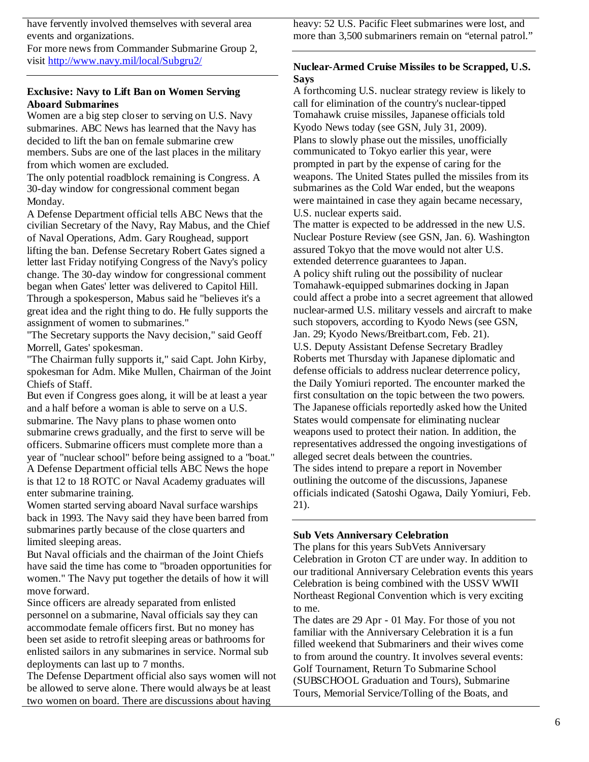have fervently involved themselves with several area events and organizations.

For more news from Commander Submarine Group 2, visit http://www.navy.mil/local/Subgru2/

### Exclusive: Navy to Lift Ban on Women Serving Aboard Submarines

Women are a big step closer to serving on U.S. Navy submarines. ABC News has learned that the Navy has decided to lift the ban on female submarine crew members. Subs are one of the last places in the military from which women are excluded.

The only potential roadblock remaining is Congress. A 30-day window for congressional comment began Monday.

A Defense Department official tells ABC News that the civilian Secretary of the Navy, Ray Mabus, and the Chief of Naval Operations, Adm. Gary Roughead, support lifting the ban. Defense Secretary Robert Gates signed a letter last Friday notifying Congress of the Navy's policy change. The 30-day window for congressional comment began when Gates' letter was delivered to Capitol Hill.

Through a spokesperson, Mabus said he "believes it's a great idea and the right thing to do. He fully supports the assignment of women to submarines."

"The Secretary supports the Navy decision," said Geoff Morrell, Gates' spokesman.

"The Chairman fully supports it," said Capt. John Kirby, spokesman for Adm. Mike Mullen, Chairman of the Joint Chiefs of Staff.

But even if Congress goes along, it will be at least a year and a half before a woman is able to serve on a U.S. submarine. The Navy plans to phase women onto submarine crews gradually, and the first to serve will be officers. Submarine officers must complete more than a year of "nuclear school" before being assigned to a "boat."

A Defense Department official tells ABC News the hope is that 12 to 18 ROTC or Naval Academy graduates will enter submarine training.

Women started serving aboard Naval surface warships back in 1993. The Navy said they have been barred from submarines partly because of the close quarters and limited sleeping areas.

But Naval officials and the chairman of the Joint Chiefs have said the time has come to "broaden opportunities for women." The Navy put together the details of how it will move forward.

Since officers are already separated from enlisted personnel on a submarine, Naval officials say they can accommodate female officers first. But no money has been set aside to retrofit sleeping areas or bathrooms for enlisted sailors in any submarines in service. Normal sub deployments can last up to 7 months.

The Defense Department official also says women will not be allowed to serve alone. There would always be at least two women on board. There are discussions about having

heavy: 52 U.S. Pacific Fleet submarines were lost, and more than 3,500 submariners remain on "eternal patrol."

### Nuclear-Armed Cruise Missiles to be Scrapped, U.S. Says

A forthcoming U.S. nuclear strategy review is likely to call for elimination of the country's nuclear-tipped Tomahawk cruise missiles, Japanese officials told Kyodo News today (see GSN, July 31, 2009).

Plans to slowly phase out the missiles, unofficially communicated to Tokyo earlier this year, were prompted in part by the expense of caring for the weapons. The United States pulled the missiles from its submarines as the Cold War ended, but the weapons were maintained in case they again became necessary, U.S. nuclear experts said.

The matter is expected to be addressed in the new U.S. Nuclear Posture Review (see GSN, Jan. 6). Washington assured Tokyo that the move would not alter U.S. extended deterrence guarantees to Japan.

A policy shift ruling out the possibility of nuclear Tomahawk-equipped submarines docking in Japan could affect a probe into a secret agreement that allowed nuclear-armed U.S. military vessels and aircraft to make such stopovers, according to Kyodo News (see GSN, Jan. 29; Kyodo News/Breitbart.com, Feb. 21).

U.S. Deputy Assistant Defense Secretary Bradley Roberts met Thursday with Japanese diplomatic and defense officials to address nuclear deterrence policy, the Daily Yomiuri reported. The encounter marked the first consultation on the topic between the two powers. The Japanese officials reportedly asked how the United States would compensate for eliminating nuclear weapons used to protect their nation. In addition, the representatives addressed the ongoing investigations of alleged secret deals between the countries.

The sides intend to prepare a report in November outlining the outcome of the discussions, Japanese officials indicated (Satoshi Ogawa, Daily Yomiuri, Feb. 21).

### Sub Vets Anniversary Celebration

The plans for this years SubVets Anniversary Celebration in Groton CT are under way. In addition to our traditional Anniversary Celebration events this years Celebration is being combined with the USSV WWII Northeast Regional Convention which is very exciting to me.

The dates are 29 Apr - 01 May. For those of you not familiar with the Anniversary Celebration it is a fun filled weekend that Submariners and their wives come to from around the country. It involves several events: Golf Tournament, Return To Submarine School (SUBSCHOOL Graduation and Tours), Submarine Tours, Memorial Service/Tolling of the Boats, and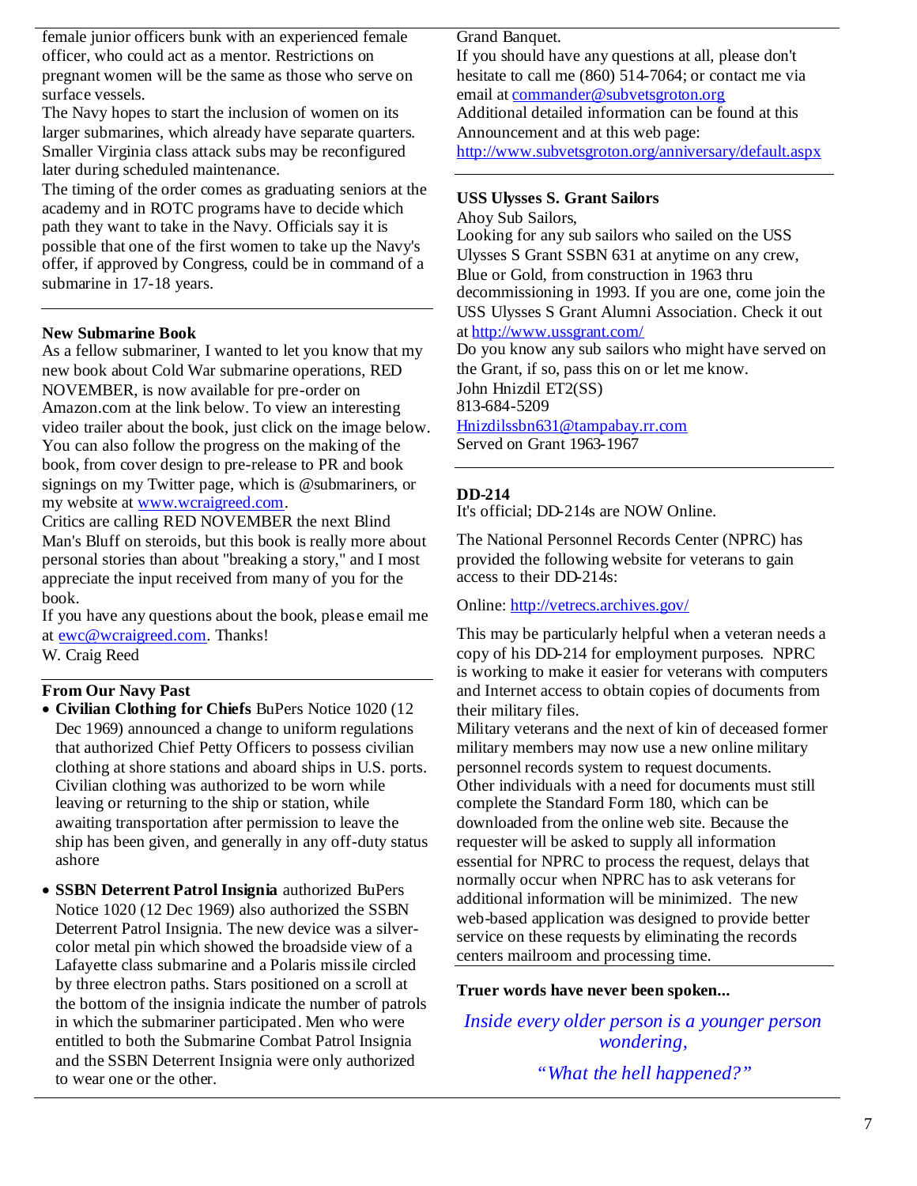female junior officers bunk with an experienced female officer, who could act as a mentor. Restrictions on pregnant women will be the same as those who serve on surface vessels.
The Navy hopes to start the inclusion of women on its larger submarines, which already have separate quarters. Smaller Virginia class attack subs may be reconfigured later during scheduled maintenance.
The timing of the order comes as graduating seniors at the academy and in ROTC programs have to decide which path they want to take in the Navy. Officials say it is possible that one of the first women to take up the Navy's offer, if approved by Congress, could be in command of a submarine in 17-18 years.

**New Submarine Book**
As a fellow submariner, I wanted to let you know that my new book about Cold War submarine operations, RED NOVEMBER, is now available for pre-order on Amazon.com at the link below. To view an interesting video trailer about the book, just click on the image below. You can also follow the progress on the making of the book, from cover design to pre-release to PR and book signings on my Twitter page, which is @submariners, or my website at www.wcraigreed.com.
Critics are calling RED NOVEMBER the next Blind Man's Bluff on steroids, but this book is really more about personal stories than about "breaking a story," and I most appreciate the input received from many of you for the book.
If you have any questions about the book, please email me at ewc@wcraigreed.com. Thanks!
W. Craig Reed

**From Our Navy Past**

- **Civilian Clothing for Chiefs** BuPers Notice 1020 (12 Dec 1969) announced a change to uniform regulations that authorized Chief Petty Officers to possess civilian clothing at shore stations and aboard ships in U.S. ports. Civilian clothing was authorized to be worn while leaving or returning to the ship or station, while awaiting transportation after permission to leave the ship has been given, and generally in any off-duty status ashore
- **SSBN Deterrent Patrol Insignia** authorized BuPers Notice 1020 (12 Dec 1969) also authorized the SSBN Deterrent Patrol Insignia. The new device was a silver-color metal pin which showed the broadside view of a Lafayette class submarine and a Polaris missile circled by three electron paths. Stars positioned on a scroll at the bottom of the insignia indicate the number of patrols in which the submariner participated. Men who were entitled to both the Submarine Combat Patrol Insignia and the SSBN Deterrent Insignia were only authorized to wear one or the other.

Grand Banquet.
If you should have any questions at all, please don't hesitate to call me (860) 514-7064; or contact me via email at commander@subvetsgroton.org
Additional detailed information can be found at this Announcement and at this web page:
http://www.subvetsgroton.org/anniversary/default.aspx

**USS Ulysses S. Grant Sailors**
Ahoy Sub Sailors,
Looking for any sub sailors who sailed on the USS Ulysses S Grant SSBN 631 at anytime on any crew, Blue or Gold, from construction in 1963 thru decommissioning in 1993. If you are one, come join the USS Ulysses S Grant Alumni Association. Check it out at http://www.ussgrant.com/
Do you know any sub sailors who might have served on the Grant, if so, pass this on or let me know.
John Hnizdil ET2(SS)
813-684-5209
Hnizdilssbn631@tampabay.rr.com
Served on Grant 1963-1967

**DD-214**
It's official; DD-214s are NOW Online.

The National Personnel Records Center (NPRC) has provided the following website for veterans to gain access to their DD-214s:

Online: http://vetrecs.archives.gov/

This may be particularly helpful when a veteran needs a copy of his DD-214 for employment purposes. NPRC is working to make it easier for veterans with computers and Internet access to obtain copies of documents from their military files.
Military veterans and the next of kin of deceased former military members may now use a new online military personnel records system to request documents.
Other individuals with a need for documents must still complete the Standard Form 180, which can be downloaded from the online web site. Because the requester will be asked to supply all information essential for NPRC to process the request, delays that normally occur when NPRC has to ask veterans for additional information will be minimized. The new web-based application was designed to provide better service on these requests by eliminating the records centers mailroom and processing time.

**Truer words have never been spoken...**

*Inside every older person is a younger person wondering,*

*"What the hell happened?"*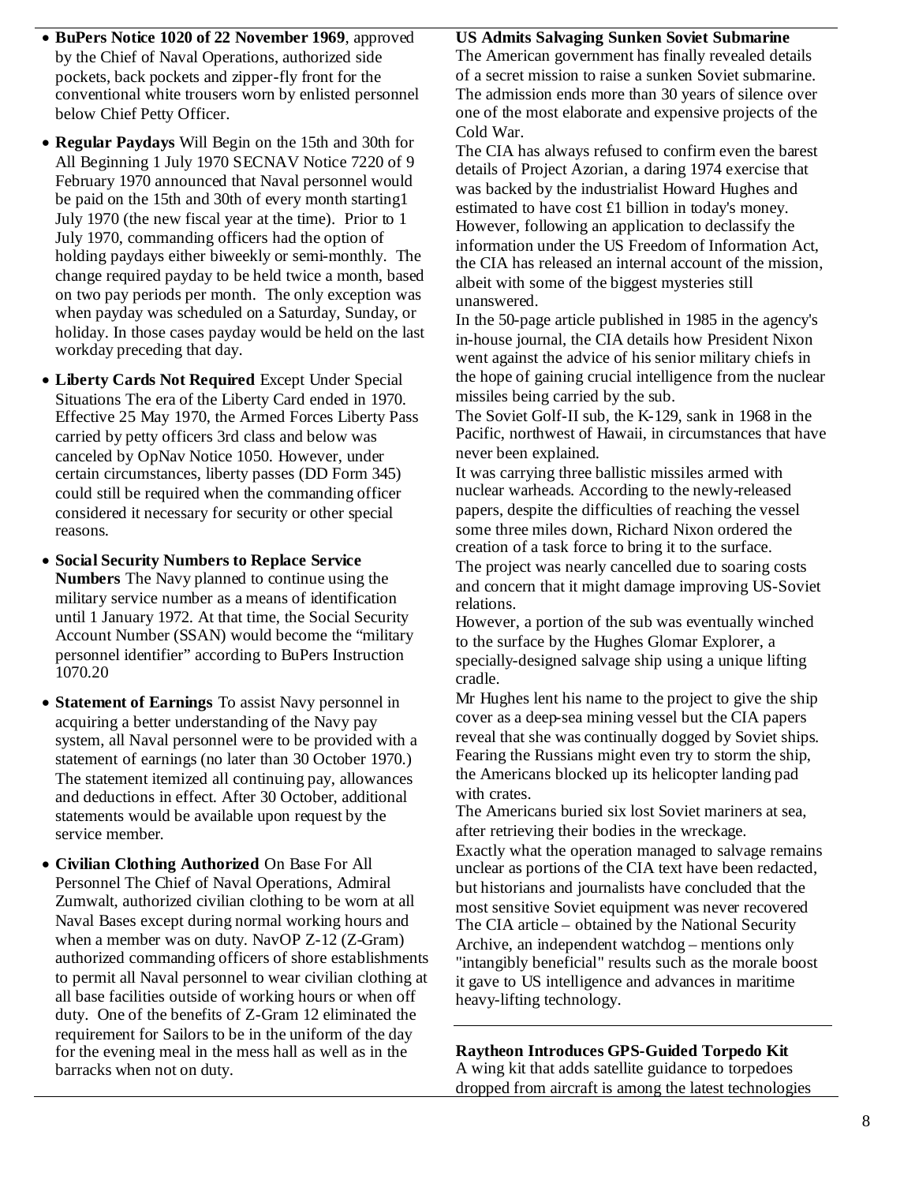- **BuPers Notice 1020 of 22 November 1969**, approved by the Chief of Naval Operations, authorized side pockets, back pockets and zipper-fly front for the conventional white trousers worn by enlisted personnel below Chief Petty Officer.

- **Regular Paydays** Will Begin on the 15th and 30th for All Beginning 1 July 1970 SECNAV Notice 7220 of 9 February 1970 announced that Naval personnel would be paid on the 15th and 30th of every month starting1 July 1970 (the new fiscal year at the time). Prior to 1 July 1970, commanding officers had the option of holding paydays either biweekly or semi-monthly. The change required payday to be held twice a month, based on two pay periods per month. The only exception was when payday was scheduled on a Saturday, Sunday, or holiday. In those cases payday would be held on the last workday preceding that day.

- **Liberty Cards Not Required** Except Under Special Situations The era of the Liberty Card ended in 1970. Effective 25 May 1970, the Armed Forces Liberty Pass carried by petty officers 3rd class and below was canceled by OpNav Notice 1050. However, under certain circumstances, liberty passes (DD Form 345) could still be required when the commanding officer considered it necessary for security or other special reasons.

- **Social Security Numbers to Replace Service Numbers** The Navy planned to continue using the military service number as a means of identification until 1 January 1972. At that time, the Social Security Account Number (SSAN) would become the "military personnel identifier" according to BuPers Instruction 1070.20

- **Statement of Earnings** To assist Navy personnel in acquiring a better understanding of the Navy pay system, all Naval personnel were to be provided with a statement of earnings (no later than 30 October 1970.) The statement itemized all continuing pay, allowances and deductions in effect. After 30 October, additional statements would be available upon request by the service member.

- **Civilian Clothing Authorized** On Base For All Personnel The Chief of Naval Operations, Admiral Zumwalt, authorized civilian clothing to be worn at all Naval Bases except during normal working hours and when a member was on duty. NavOP Z-12 (Z-Gram) authorized commanding officers of shore establishments to permit all Naval personnel to wear civilian clothing at all base facilities outside of working hours or when off duty. One of the benefits of Z-Gram 12 eliminated the requirement for Sailors to be in the uniform of the day for the evening meal in the mess hall as well as in the barracks when not on duty.

**US Admits Salvaging Sunken Soviet Submarine**

The American government has finally revealed details of a secret mission to raise a sunken Soviet submarine. The admission ends more than 30 years of silence over one of the most elaborate and expensive projects of the Cold War.

The CIA has always refused to confirm even the barest details of Project Azorian, a daring 1974 exercise that was backed by the industrialist Howard Hughes and estimated to have cost £1 billion in today's money. However, following an application to declassify the information under the US Freedom of Information Act, the CIA has released an internal account of the mission, albeit with some of the biggest mysteries still unanswered.

In the 50-page article published in 1985 in the agency's in-house journal, the CIA details how President Nixon went against the advice of his senior military chiefs in the hope of gaining crucial intelligence from the nuclear missiles being carried by the sub.

The Soviet Golf-II sub, the K-129, sank in 1968 in the Pacific, northwest of Hawaii, in circumstances that have never been explained.

It was carrying three ballistic missiles armed with nuclear warheads. According to the newly-released papers, despite the difficulties of reaching the vessel some three miles down, Richard Nixon ordered the creation of a task force to bring it to the surface.

The project was nearly cancelled due to soaring costs and concern that it might damage improving US-Soviet relations.

However, a portion of the sub was eventually winched to the surface by the Hughes Glomar Explorer, a specially-designed salvage ship using a unique lifting cradle.

Mr Hughes lent his name to the project to give the ship cover as a deep-sea mining vessel but the CIA papers reveal that she was continually dogged by Soviet ships. Fearing the Russians might even try to storm the ship, the Americans blocked up its helicopter landing pad with crates.

The Americans buried six lost Soviet mariners at sea, after retrieving their bodies in the wreckage.

Exactly what the operation managed to salvage remains unclear as portions of the CIA text have been redacted, but historians and journalists have concluded that the most sensitive Soviet equipment was never recovered

The CIA article – obtained by the National Security Archive, an independent watchdog – mentions only "intangibly beneficial" results such as the morale boost it gave to US intelligence and advances in maritime heavy-lifting technology.

**Raytheon Introduces GPS-Guided Torpedo Kit**

A wing kit that adds satellite guidance to torpedoes dropped from aircraft is among the latest technologies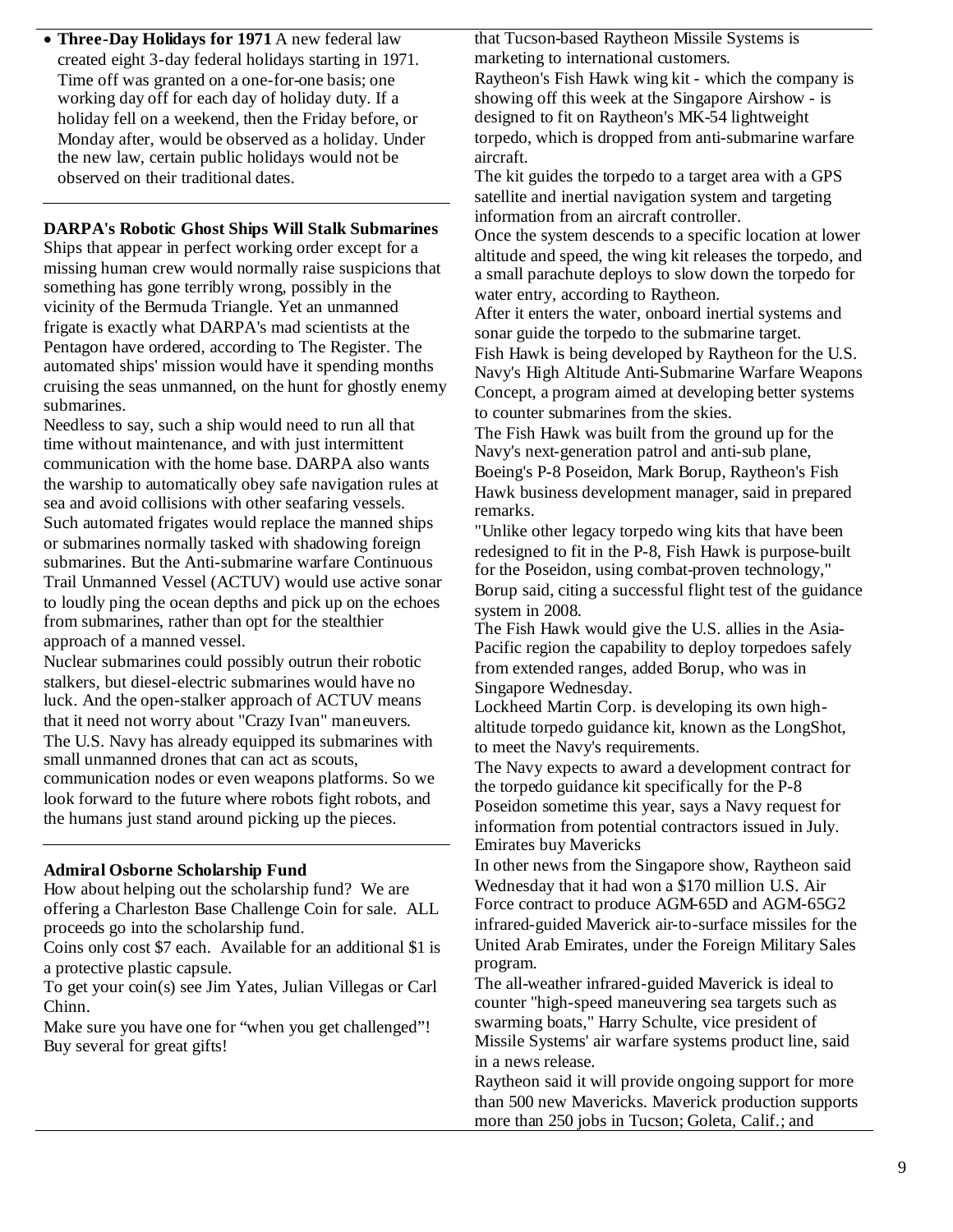- **Three-Day Holidays for 1971** A new federal law created eight 3-day federal holidays starting in 1971. Time off was granted on a one-for-one basis; one working day off for each day of holiday duty. If a holiday fell on a weekend, then the Friday before, or Monday after, would be observed as a holiday. Under the new law, certain public holidays would not be observed on their traditional dates.

---

**DARPA's Robotic Ghost Ships Will Stalk Submarines**

Ships that appear in perfect working order except for a missing human crew would normally raise suspicions that something has gone terribly wrong, possibly in the vicinity of the Bermuda Triangle. Yet an unmanned frigate is exactly what DARPA's mad scientists at the Pentagon have ordered, according to The Register. The automated ships' mission would have it spending months cruising the seas unmanned, on the hunt for ghostly enemy submarines.

Needless to say, such a ship would need to run all that time without maintenance, and with just intermittent communication with the home base. DARPA also wants the warship to automatically obey safe navigation rules at sea and avoid collisions with other seafaring vessels.

Such automated frigates would replace the manned ships or submarines normally tasked with shadowing foreign submarines. But the Anti-submarine warfare Continuous Trail Unmanned Vessel (ACTUV) would use active sonar to loudly ping the ocean depths and pick up on the echoes from submarines, rather than opt for the stealthier approach of a manned vessel.

Nuclear submarines could possibly outrun their robotic stalkers, but diesel-electric submarines would have no luck. And the open-stalker approach of ACTUV means that it need not worry about "Crazy Ivan" maneuvers.

The U.S. Navy has already equipped its submarines with small unmanned drones that can act as scouts, communication nodes or even weapons platforms. So we look forward to the future where robots fight robots, and the humans just stand around picking up the pieces.

---

**Admiral Osborne Scholarship Fund**

How about helping out the scholarship fund? We are offering a Charleston Base Challenge Coin for sale. ALL proceeds go into the scholarship fund.

Coins only cost $7 each. Available for an additional $1 is a protective plastic capsule.

To get your coin(s) see Jim Yates, Julian Villegas or Carl Chinn.

Make sure you have one for “when you get challenged”! Buy several for great gifts!

that Tucson-based Raytheon Missile Systems is marketing to international customers.

Raytheon's Fish Hawk wing kit - which the company is showing off this week at the Singapore Airshow - is designed to fit on Raytheon's MK-54 lightweight torpedo, which is dropped from anti-submarine warfare aircraft.

The kit guides the torpedo to a target area with a GPS satellite and inertial navigation system and targeting information from an aircraft controller.

Once the system descends to a specific location at lower altitude and speed, the wing kit releases the torpedo, and a small parachute deploys to slow down the torpedo for water entry, according to Raytheon.

After it enters the water, onboard inertial systems and sonar guide the torpedo to the submarine target.

Fish Hawk is being developed by Raytheon for the U.S. Navy's High Altitude Anti-Submarine Warfare Weapons Concept, a program aimed at developing better systems to counter submarines from the skies.

The Fish Hawk was built from the ground up for the Navy's next-generation patrol and anti-sub plane, Boeing's P-8 Poseidon, Mark Borup, Raytheon's Fish Hawk business development manager, said in prepared remarks.

"Unlike other legacy torpedo wing kits that have been redesigned to fit in the P-8, Fish Hawk is purpose-built for the Poseidon, using combat-proven technology," Borup said, citing a successful flight test of the guidance system in 2008.

The Fish Hawk would give the U.S. allies in the Asia-Pacific region the capability to deploy torpedoes safely from extended ranges, added Borup, who was in Singapore Wednesday.

Lockheed Martin Corp. is developing its own high-altitude torpedo guidance kit, known as the LongShot, to meet the Navy's requirements.

The Navy expects to award a development contract for the torpedo guidance kit specifically for the P-8 Poseidon sometime this year, says a Navy request for information from potential contractors issued in July.

Emirates buy Mavericks

In other news from the Singapore show, Raytheon said Wednesday that it had won a $170 million U.S. Air Force contract to produce AGM-65D and AGM-65G2 infrared-guided Maverick air-to-surface missiles for the United Arab Emirates, under the Foreign Military Sales program.

The all-weather infrared-guided Maverick is ideal to counter "high-speed maneuvering sea targets such as swarming boats," Harry Schulte, vice president of Missile Systems' air warfare systems product line, said in a news release.

Raytheon said it will provide ongoing support for more than 500 new Mavericks. Maverick production supports more than 250 jobs in Tucson; Goleta, Calif.; and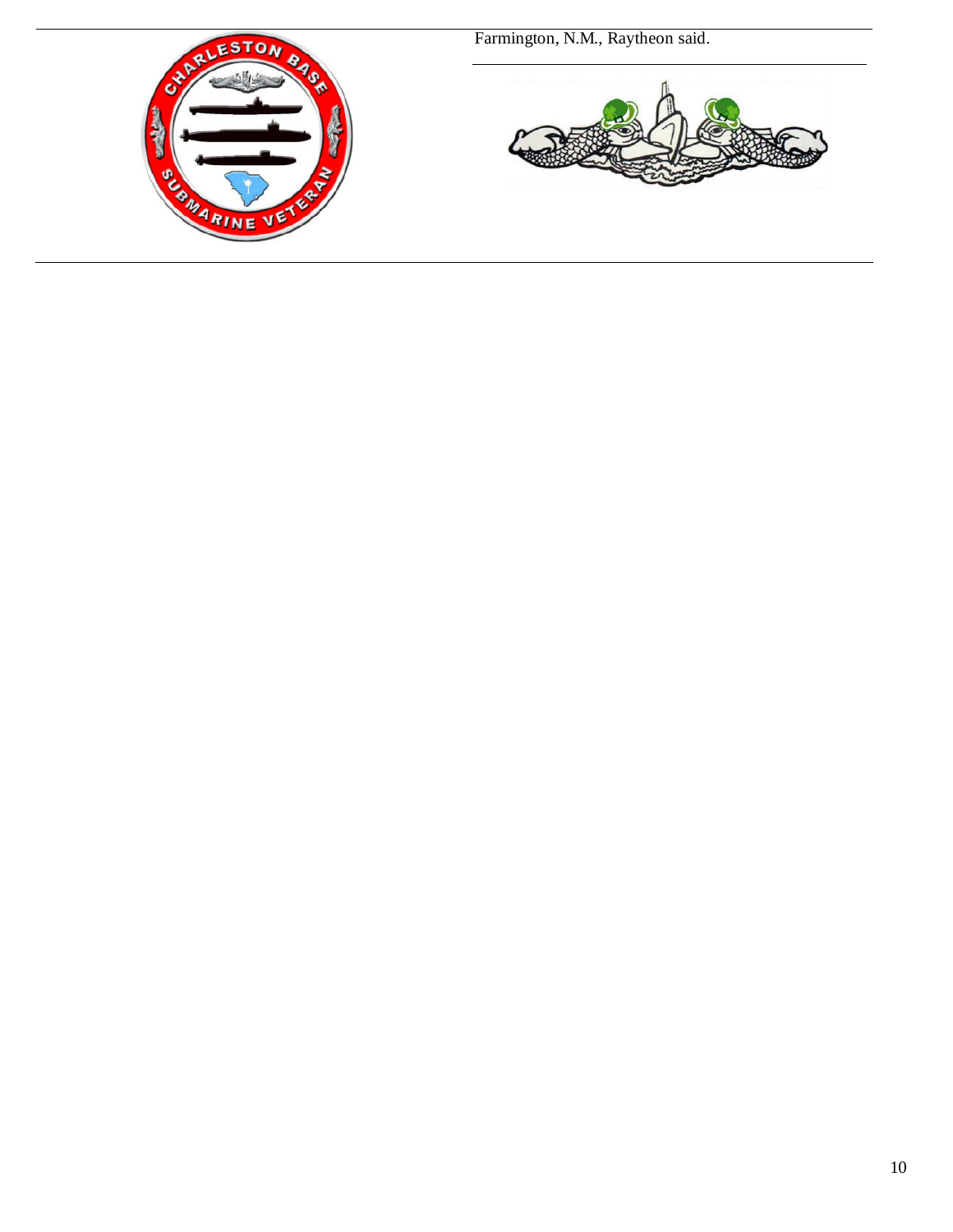Farmington, N.M., Raytheon said.